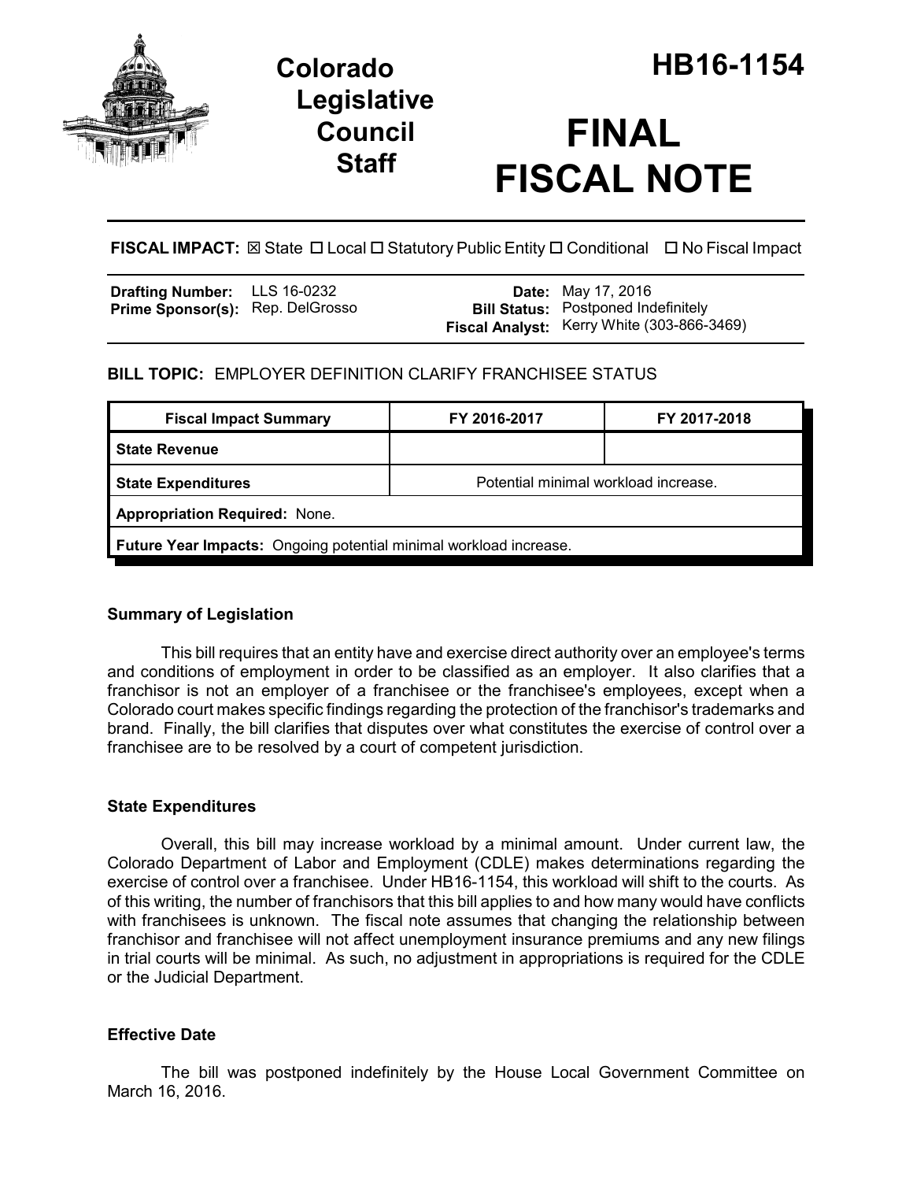# Colorado Legislative Council Staff

# HB16-1154

# FINAL FISCAL NOTE

**FISCAL IMPACT:** ☒ State ☐ Local ☐ Statutory Public Entity ☐ Conditional ☐ No Fiscal Impact

| | | | |
|---|---|---|---|
| **Drafting Number:** | LLS 16-0232 | **Date:** | May 17, 2016 |
| **Prime Sponsor(s):** | Rep. DelGrosso | **Bill Status:** | Postponed Indefinitely |
| | | **Fiscal Analyst:** | Kerry White (303-866-3469) |

**BILL TOPIC:** EMPLOYER DEFINITION CLARIFY FRANCHISEE STATUS

| Fiscal Impact Summary | FY 2016-2017 | FY 2017-2018 |
|---|---|---|
| **State Revenue** | | |
| **State Expenditures** | Potential minimal workload increase. | |
| **Appropriation Required:** None. | | |
| **Future Year Impacts:** Ongoing potential minimal workload increase. | | |

### Summary of Legislation

This bill requires that an entity have and exercise direct authority over an employee's terms and conditions of employment in order to be classified as an employer. It also clarifies that a franchisor is not an employer of a franchisee or the franchisee's employees, except when a Colorado court makes specific findings regarding the protection of the franchisor's trademarks and brand. Finally, the bill clarifies that disputes over what constitutes the exercise of control over a franchisee are to be resolved by a court of competent jurisdiction.

### State Expenditures

Overall, this bill may increase workload by a minimal amount. Under current law, the Colorado Department of Labor and Employment (CDLE) makes determinations regarding the exercise of control over a franchisee. Under HB16-1154, this workload will shift to the courts. As of this writing, the number of franchisors that this bill applies to and how many would have conflicts with franchisees is unknown. The fiscal note assumes that changing the relationship between franchisor and franchisee will not affect unemployment insurance premiums and any new filings in trial courts will be minimal. As such, no adjustment in appropriations is required for the CDLE or the Judicial Department.

### Effective Date

The bill was postponed indefinitely by the House Local Government Committee on March 16, 2016.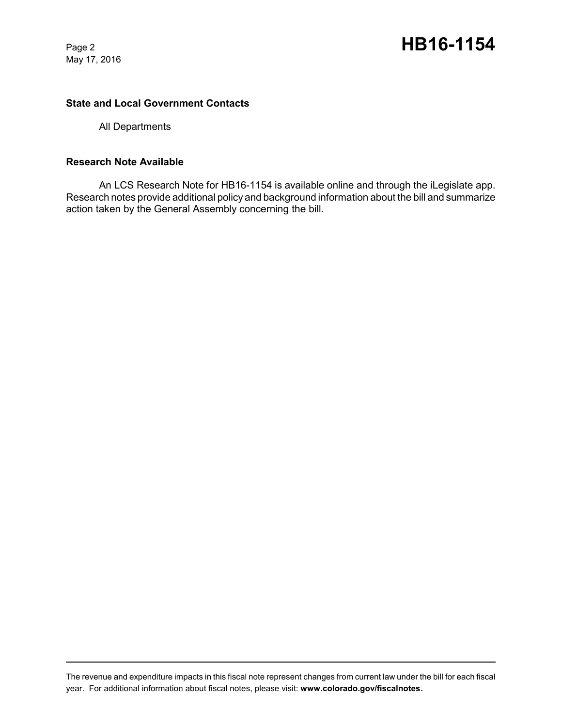**State and Local Government Contacts**

All Departments

**Research Note Available**

An LCS Research Note for HB16-1154 is available online and through the iLegislate app. Research notes provide additional policy and background information about the bill and summarize action taken by the General Assembly concerning the bill.

The revenue and expenditure impacts in this fiscal note represent changes from current law under the bill for each fiscal year. For additional information about fiscal notes, please visit: **www.colorado.gov/fiscalnotes.**